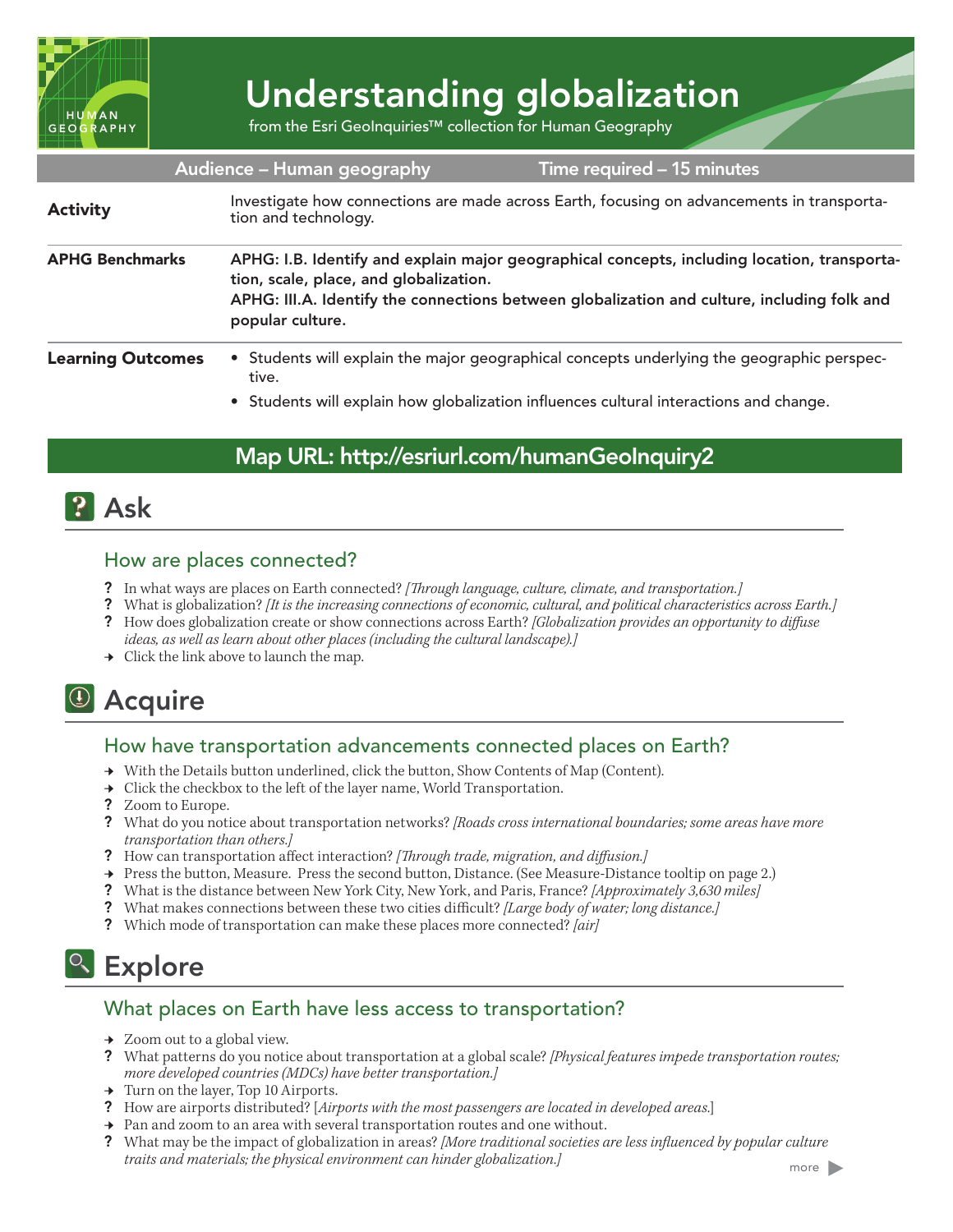# Understanding globalization

from the Esri GeoInquiries™ collection for Human Geography

**Audience – Human geography** | **Time required – 15 minutes**

| | |
|---|---|
| **Activity** | Investigate how connections are made across Earth, focusing on advancements in transportation and technology. |
| **APHG Benchmarks** | APHG: I.B. Identify and explain major geographical concepts, including location, transportation, scale, place, and globalization.<br>APHG: III.A. Identify the connections between globalization and culture, including folk and popular culture. |
| **Learning Outcomes** | • Students will explain the major geographical concepts underlying the geographic perspective.<br>• Students will explain how globalization influences cultural interactions and change. |

## Map URL: http://esriurl.com/humanGeoInquiry2

## Ask

### How are places connected?

- ? In what ways are places on Earth connected? *[Through language, culture, climate, and transportation.]*
- ? What is globalization? *[It is the increasing connections of economic, cultural, and political characteristics across Earth.]*
- ? How does globalization create or show connections across Earth? *[Globalization provides an opportunity to diffuse ideas, as well as learn about other places (including the cultural landscape).]*
- → Click the link above to launch the map.

## Acquire

### How have transportation advancements connected places on Earth?

- → With the Details button underlined, click the button, Show Contents of Map (Content).
- → Click the checkbox to the left of the layer name, World Transportation.
- ? Zoom to Europe.
- ? What do you notice about transportation networks? *[Roads cross international boundaries; some areas have more transportation than others.]*
- ? How can transportation affect interaction? *[Through trade, migration, and diffusion.]*
- → Press the button, Measure. Press the second button, Distance. (See Measure-Distance tooltip on page 2.)
- ? What is the distance between New York City, New York, and Paris, France? *[Approximately 3,630 miles]*
- ? What makes connections between these two cities difficult? *[Large body of water; long distance.]*
- ? Which mode of transportation can make these places more connected? *[air]*

## Explore

### What places on Earth have less access to transportation?

- → Zoom out to a global view.
- ? What patterns do you notice about transportation at a global scale? *[Physical features impede transportation routes; more developed countries (MDCs) have better transportation.]*
- → Turn on the layer, Top 10 Airports.
- ? How are airports distributed? [*Airports with the most passengers are located in developed areas.*]
- → Pan and zoom to an area with several transportation routes and one without.
- ? What may be the impact of globalization in areas? *[More traditional societies are less influenced by popular culture traits and materials; the physical environment can hinder globalization.]*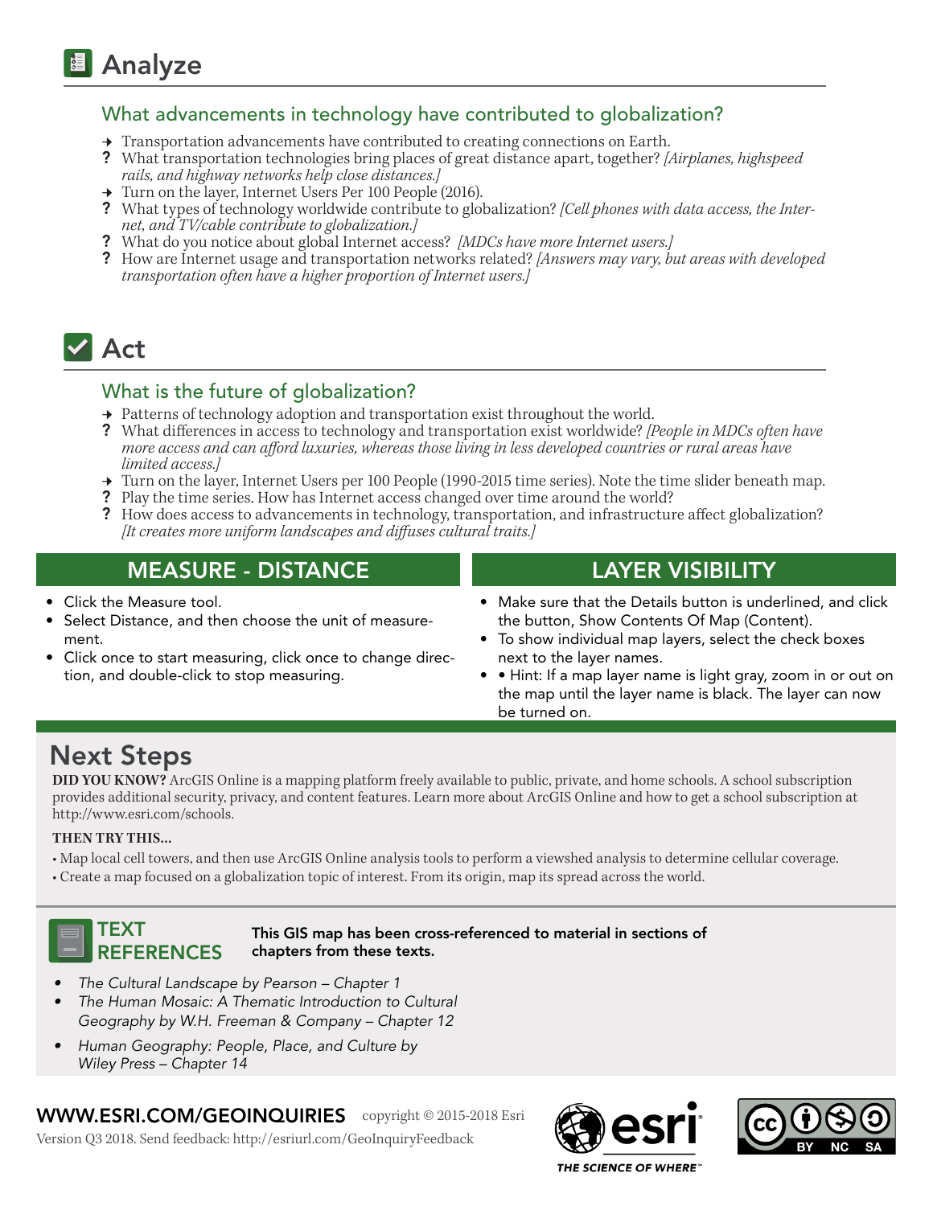# Analyze

## What advancements in technology have contributed to globalization?

→ Transportation advancements have contributed to creating connections on Earth.

? What transportation technologies bring places of great distance apart, together? *[Airplanes, highspeed rails, and highway networks help close distances.]*

→ Turn on the layer, Internet Users Per 100 People (2016).

? What types of technology worldwide contribute to globalization? *[Cell phones with data access, the Internet, and TV/cable contribute to globalization.]*

? What do you notice about global Internet access? *[MDCs have more Internet users.]*

? How are Internet usage and transportation networks related? *[Answers may vary, but areas with developed transportation often have a higher proportion of Internet users.]*

# Act

## What is the future of globalization?

→ Patterns of technology adoption and transportation exist throughout the world.

? What differences in access to technology and transportation exist worldwide? *[People in MDCs often have more access and can afford luxuries, whereas those living in less developed countries or rural areas have limited access.]*

→ Turn on the layer, Internet Users per 100 People (1990-2015 time series). Note the time slider beneath map.

? Play the time series. How has Internet access changed over time around the world?

? How does access to advancements in technology, transportation, and infrastructure affect globalization? *[It creates more uniform landscapes and diffuses cultural traits.]*

## MEASURE - DISTANCE

- Click the Measure tool.
- Select Distance, and then choose the unit of measurement.
- Click once to start measuring, click once to change direction, and double-click to stop measuring.

## LAYER VISIBILITY

- Make sure that the Details button is underlined, and click the button, Show Contents Of Map (Content).
- To show individual map layers, select the check boxes next to the layer names.
- • Hint: If a map layer name is light gray, zoom in or out on the map until the layer name is black. The layer can now be turned on.

# Next Steps

**DID YOU KNOW?** ArcGIS Online is a mapping platform freely available to public, private, and home schools. A school subscription provides additional security, privacy, and content features. Learn more about ArcGIS Online and how to get a school subscription at http://www.esri.com/schools.

**THEN TRY THIS...**

- Map local cell towers, and then use ArcGIS Online analysis tools to perform a viewshed analysis to determine cellular coverage.
- Create a map focused on a globalization topic of interest. From its origin, map its spread across the world.

## TEXT REFERENCES

**This GIS map has been cross-referenced to material in sections of chapters from these texts.**

- *The Cultural Landscape by Pearson – Chapter 1*
- *The Human Mosaic: A Thematic Introduction to Cultural Geography by W.H. Freeman & Company – Chapter 12*
- *Human Geography: People, Place, and Culture by Wiley Press – Chapter 14*

**WWW.ESRI.COM/GEOINQUIRIES** copyright © 2015-2018 Esri

Version Q3 2018. Send feedback: http://esriurl.com/GeoInquiryFeedback

esri THE SCIENCE OF WHERE™

BY NC SA